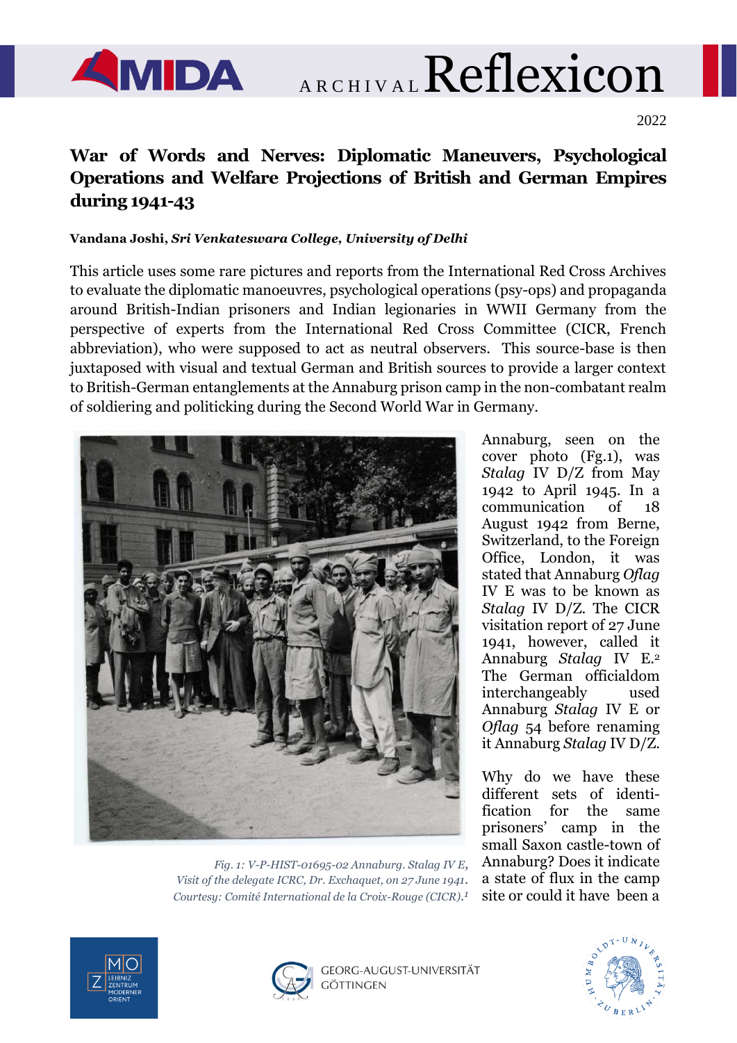2022

# War of Words and Nerves: Diplomatic Maneuvers, Psychological Operations and Welfare Projections of British and German Empires during 1941-43

**Vandana Joshi, *Sri Venkateswara College, University of Delhi***

This article uses some rare pictures and reports from the International Red Cross Archives to evaluate the diplomatic manoeuvres, psychological operations (psy-ops) and propaganda around British-Indian prisoners and Indian legionaries in WWII Germany from the perspective of experts from the International Red Cross Committee (CICR, French abbreviation), who were supposed to act as neutral observers. This source-base is then juxtaposed with visual and textual German and British sources to provide a larger context to British-German entanglements at the Annaburg prison camp in the non-combatant realm of soldiering and politicking during the Second World War in Germany.

*Fig. 1: V-P-HIST-01695-02 Annaburg. Stalag IV E, Visit of the delegate ICRC, Dr. Exchaquet, on 27 June 1941. Courtesy: Comité International de la Croix-Rouge (CICR).*[1]

Annaburg, seen on the cover photo (Fg.1), was *Stalag* IV D/Z from May 1942 to April 1945. In a communication of 18 August 1942 from Berne, Switzerland, to the Foreign Office, London, it was stated that Annaburg *Oflag* IV E was to be known as *Stalag* IV D/Z. The CICR visitation report of 27 June 1941, however, called it Annaburg *Stalag* IV E.[2] The German officialdom used interchangeably Annaburg *Stalag* IV E or *Oflag* 54 before renaming it Annaburg *Stalag* IV D/Z.

Why do we have these different sets of identification for the same prisoners' camp in the small Saxon castle-town of Annaburg? Does it indicate a state of flux in the camp site or could it have been a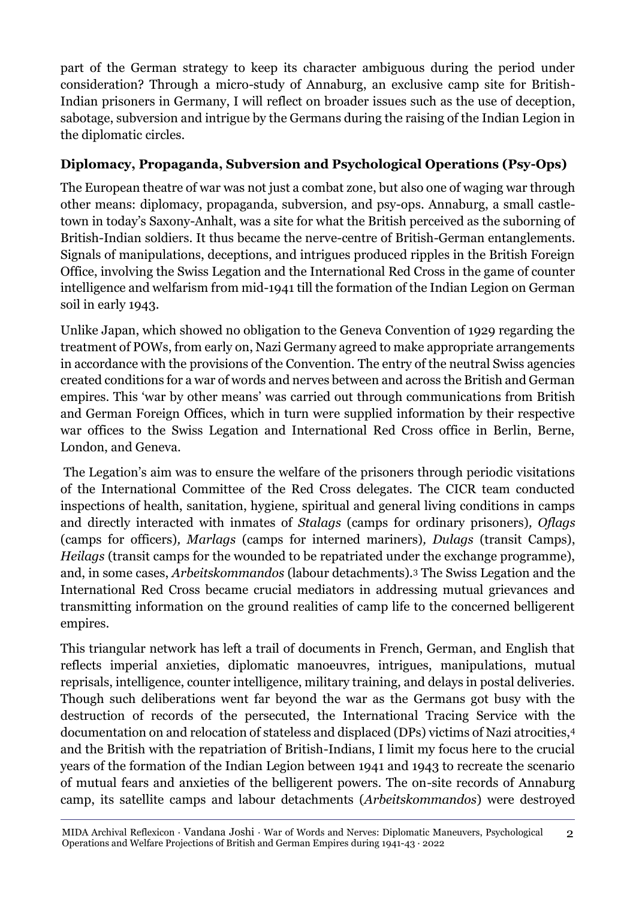part of the German strategy to keep its character ambiguous during the period under consideration? Through a micro-study of Annaburg, an exclusive camp site for British-Indian prisoners in Germany, I will reflect on broader issues such as the use of deception, sabotage, subversion and intrigue by the Germans during the raising of the Indian Legion in the diplomatic circles.

## Diplomacy, Propaganda, Subversion and Psychological Operations (Psy-Ops)

The European theatre of war was not just a combat zone, but also one of waging war through other means: diplomacy, propaganda, subversion, and psy-ops. Annaburg, a small castle-town in today's Saxony-Anhalt, was a site for what the British perceived as the suborning of British-Indian soldiers. It thus became the nerve-centre of British-German entanglements. Signals of manipulations, deceptions, and intrigues produced ripples in the British Foreign Office, involving the Swiss Legation and the International Red Cross in the game of counter intelligence and welfarism from mid-1941 till the formation of the Indian Legion on German soil in early 1943.

Unlike Japan, which showed no obligation to the Geneva Convention of 1929 regarding the treatment of POWs, from early on, Nazi Germany agreed to make appropriate arrangements in accordance with the provisions of the Convention. The entry of the neutral Swiss agencies created conditions for a war of words and nerves between and across the British and German empires. This 'war by other means' was carried out through communications from British and German Foreign Offices, which in turn were supplied information by their respective war offices to the Swiss Legation and International Red Cross office in Berlin, Berne, London, and Geneva.

The Legation's aim was to ensure the welfare of the prisoners through periodic visitations of the International Committee of the Red Cross delegates. The CICR team conducted inspections of health, sanitation, hygiene, spiritual and general living conditions in camps and directly interacted with inmates of *Stalags* (camps for ordinary prisoners), *Oflags* (camps for officers), *Marlags* (camps for interned mariners), *Dulags* (transit Camps), *Heilags* (transit camps for the wounded to be repatriated under the exchange programme), and, in some cases, *Arbeitskommandos* (labour detachments).[3] The Swiss Legation and the International Red Cross became crucial mediators in addressing mutual grievances and transmitting information on the ground realities of camp life to the concerned belligerent empires.

This triangular network has left a trail of documents in French, German, and English that reflects imperial anxieties, diplomatic manoeuvres, intrigues, manipulations, mutual reprisals, intelligence, counter intelligence, military training, and delays in postal deliveries. Though such deliberations went far beyond the war as the Germans got busy with the destruction of records of the persecuted, the International Tracing Service with the documentation on and relocation of stateless and displaced (DPs) victims of Nazi atrocities,[4] and the British with the repatriation of British-Indians, I limit my focus here to the crucial years of the formation of the Indian Legion between 1941 and 1943 to recreate the scenario of mutual fears and anxieties of the belligerent powers. The on-site records of Annaburg camp, its satellite camps and labour detachments (*Arbeitskommandos*) were destroyed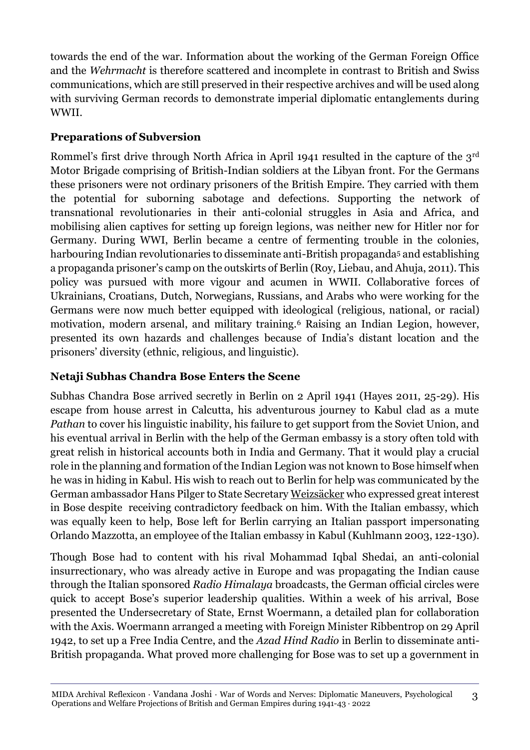towards the end of the war. Information about the working of the German Foreign Office and the *Wehrmacht* is therefore scattered and incomplete in contrast to British and Swiss communications, which are still preserved in their respective archives and will be used along with surviving German records to demonstrate imperial diplomatic entanglements during WWII.

## Preparations of Subversion

Rommel's first drive through North Africa in April 1941 resulted in the capture of the 3rd Motor Brigade comprising of British-Indian soldiers at the Libyan front. For the Germans these prisoners were not ordinary prisoners of the British Empire. They carried with them the potential for suborning sabotage and defections. Supporting the network of transnational revolutionaries in their anti-colonial struggles in Asia and Africa, and mobilising alien captives for setting up foreign legions, was neither new for Hitler nor for Germany. During WWI, Berlin became a centre of fermenting trouble in the colonies, harbouring Indian revolutionaries to disseminate anti-British propaganda[5] and establishing a propaganda prisoner's camp on the outskirts of Berlin (Roy, Liebau, and Ahuja, 2011). This policy was pursued with more vigour and acumen in WWII. Collaborative forces of Ukrainians, Croatians, Dutch, Norwegians, Russians, and Arabs who were working for the Germans were now much better equipped with ideological (religious, national, or racial) motivation, modern arsenal, and military training.[6] Raising an Indian Legion, however, presented its own hazards and challenges because of India's distant location and the prisoners' diversity (ethnic, religious, and linguistic).

## Netaji Subhas Chandra Bose Enters the Scene

Subhas Chandra Bose arrived secretly in Berlin on 2 April 1941 (Hayes 2011, 25-29). His escape from house arrest in Calcutta, his adventurous journey to Kabul clad as a mute *Pathan* to cover his linguistic inability, his failure to get support from the Soviet Union, and his eventual arrival in Berlin with the help of the German embassy is a story often told with great relish in historical accounts both in India and Germany. That it would play a crucial role in the planning and formation of the Indian Legion was not known to Bose himself when he was in hiding in Kabul. His wish to reach out to Berlin for help was communicated by the German ambassador Hans Pilger to State Secretary Weizsäcker who expressed great interest in Bose despite receiving contradictory feedback on him. With the Italian embassy, which was equally keen to help, Bose left for Berlin carrying an Italian passport impersonating Orlando Mazzotta, an employee of the Italian embassy in Kabul (Kuhlmann 2003, 122-130).

Though Bose had to content with his rival Mohammad Iqbal Shedai, an anti-colonial insurrectionary, who was already active in Europe and was propagating the Indian cause through the Italian sponsored *Radio Himalaya* broadcasts, the German official circles were quick to accept Bose's superior leadership qualities. Within a week of his arrival, Bose presented the Undersecretary of State, Ernst Woermann, a detailed plan for collaboration with the Axis. Woermann arranged a meeting with Foreign Minister Ribbentrop on 29 April 1942, to set up a Free India Centre, and the *Azad Hind Radio* in Berlin to disseminate anti-British propaganda. What proved more challenging for Bose was to set up a government in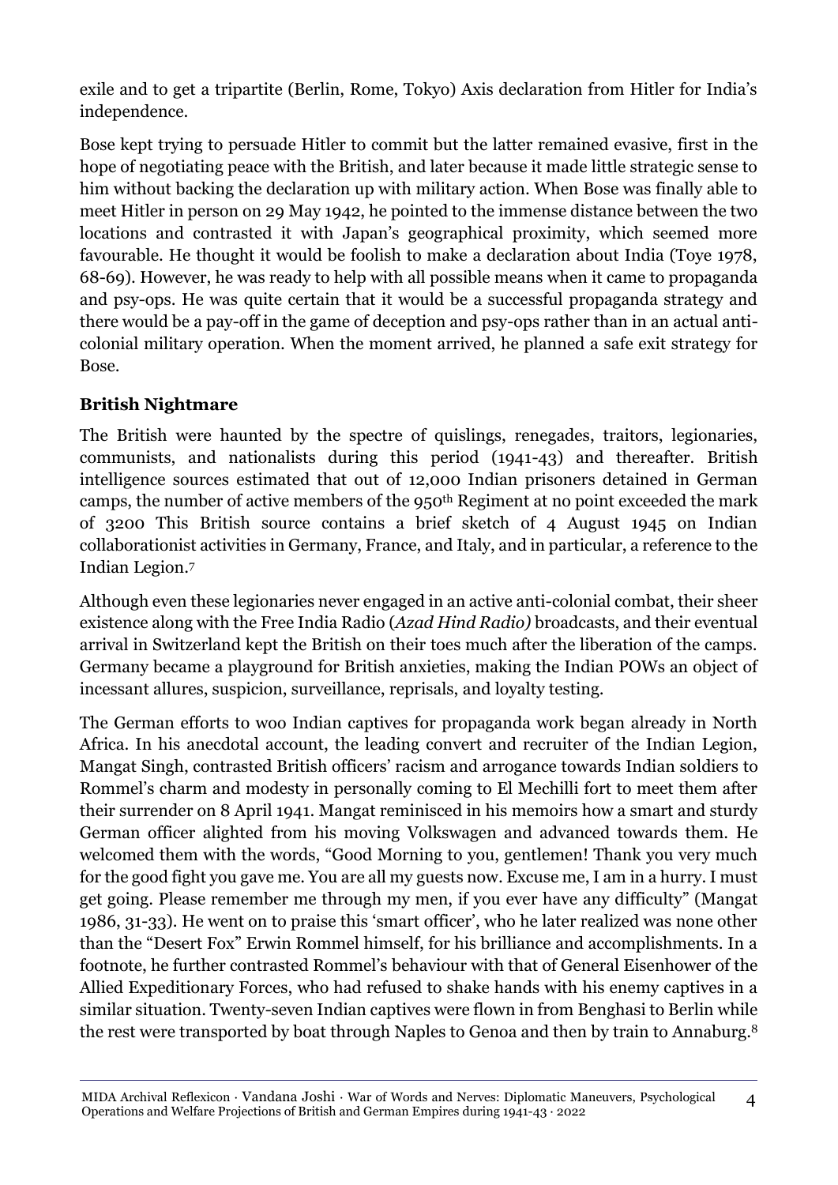exile and to get a tripartite (Berlin, Rome, Tokyo) Axis declaration from Hitler for India's independence.

Bose kept trying to persuade Hitler to commit but the latter remained evasive, first in the hope of negotiating peace with the British, and later because it made little strategic sense to him without backing the declaration up with military action. When Bose was finally able to meet Hitler in person on 29 May 1942, he pointed to the immense distance between the two locations and contrasted it with Japan's geographical proximity, which seemed more favourable. He thought it would be foolish to make a declaration about India (Toye 1978, 68-69). However, he was ready to help with all possible means when it came to propaganda and psy-ops. He was quite certain that it would be a successful propaganda strategy and there would be a pay-off in the game of deception and psy-ops rather than in an actual anti-colonial military operation. When the moment arrived, he planned a safe exit strategy for Bose.

## British Nightmare

The British were haunted by the spectre of quislings, renegades, traitors, legionaries, communists, and nationalists during this period (1941-43) and thereafter. British intelligence sources estimated that out of 12,000 Indian prisoners detained in German camps, the number of active members of the 950th Regiment at no point exceeded the mark of 3200 This British source contains a brief sketch of 4 August 1945 on Indian collaborationist activities in Germany, France, and Italy, and in particular, a reference to the Indian Legion.[7]

Although even these legionaries never engaged in an active anti-colonial combat, their sheer existence along with the Free India Radio (*Azad Hind Radio)* broadcasts, and their eventual arrival in Switzerland kept the British on their toes much after the liberation of the camps. Germany became a playground for British anxieties, making the Indian POWs an object of incessant allures, suspicion, surveillance, reprisals, and loyalty testing.

The German efforts to woo Indian captives for propaganda work began already in North Africa. In his anecdotal account, the leading convert and recruiter of the Indian Legion, Mangat Singh, contrasted British officers' racism and arrogance towards Indian soldiers to Rommel's charm and modesty in personally coming to El Mechilli fort to meet them after their surrender on 8 April 1941. Mangat reminisced in his memoirs how a smart and sturdy German officer alighted from his moving Volkswagen and advanced towards them. He welcomed them with the words, "Good Morning to you, gentlemen! Thank you very much for the good fight you gave me. You are all my guests now. Excuse me, I am in a hurry. I must get going. Please remember me through my men, if you ever have any difficulty" (Mangat 1986, 31-33). He went on to praise this 'smart officer', who he later realized was none other than the "Desert Fox" Erwin Rommel himself, for his brilliance and accomplishments. In a footnote, he further contrasted Rommel's behaviour with that of General Eisenhower of the Allied Expeditionary Forces, who had refused to shake hands with his enemy captives in a similar situation. Twenty-seven Indian captives were flown in from Benghasi to Berlin while the rest were transported by boat through Naples to Genoa and then by train to Annaburg.[8]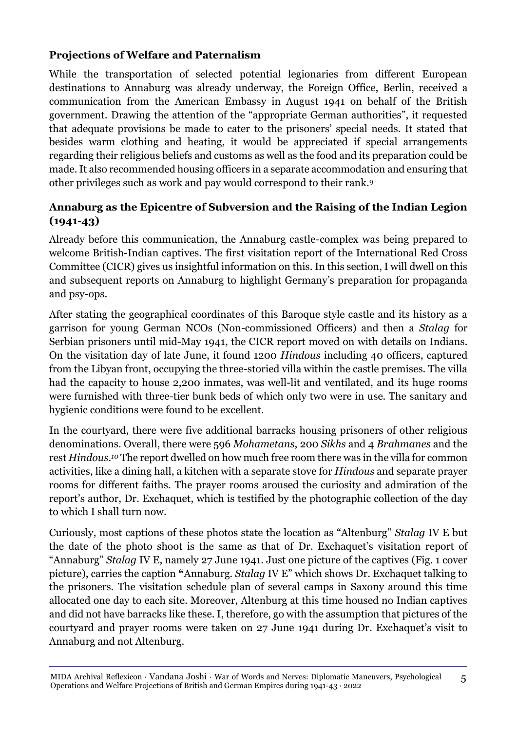### Projections of Welfare and Paternalism

While the transportation of selected potential legionaries from different European destinations to Annaburg was already underway, the Foreign Office, Berlin, received a communication from the American Embassy in August 1941 on behalf of the British government. Drawing the attention of the "appropriate German authorities", it requested that adequate provisions be made to cater to the prisoners' special needs. It stated that besides warm clothing and heating, it would be appreciated if special arrangements regarding their religious beliefs and customs as well as the food and its preparation could be made. It also recommended housing officers in a separate accommodation and ensuring that other privileges such as work and pay would correspond to their rank.[9]

### Annaburg as the Epicentre of Subversion and the Raising of the Indian Legion (1941-43)

Already before this communication, the Annaburg castle-complex was being prepared to welcome British-Indian captives. The first visitation report of the International Red Cross Committee (CICR) gives us insightful information on this. In this section, I will dwell on this and subsequent reports on Annaburg to highlight Germany's preparation for propaganda and psy-ops.

After stating the geographical coordinates of this Baroque style castle and its history as a garrison for young German NCOs (Non-commissioned Officers) and then a *Stalag* for Serbian prisoners until mid-May 1941, the CICR report moved on with details on Indians. On the visitation day of late June, it found 1200 *Hindous* including 40 officers, captured from the Libyan front, occupying the three-storied villa within the castle premises. The villa had the capacity to house 2,200 inmates, was well-lit and ventilated, and its huge rooms were furnished with three-tier bunk beds of which only two were in use. The sanitary and hygienic conditions were found to be excellent.

In the courtyard, there were five additional barracks housing prisoners of other religious denominations. Overall, there were 596 *Mohametans*, 200 *Sikhs* and 4 *Brahmanes* and the rest *Hindous*.[10] The report dwelled on how much free room there was in the villa for common activities, like a dining hall, a kitchen with a separate stove for *Hindous* and separate prayer rooms for different faiths. The prayer rooms aroused the curiosity and admiration of the report's author, Dr. Exchaquet, which is testified by the photographic collection of the day to which I shall turn now.

Curiously, most captions of these photos state the location as "Altenburg" *Stalag* IV E but the date of the photo shoot is the same as that of Dr. Exchaquet's visitation report of "Annaburg" *Stalag* IV E, namely 27 June 1941. Just one picture of the captives (Fig. 1 cover picture), carries the caption **"**Annaburg. *Stalag* IV E" which shows Dr. Exchaquet talking to the prisoners. The visitation schedule plan of several camps in Saxony around this time allocated one day to each site. Moreover, Altenburg at this time housed no Indian captives and did not have barracks like these. I, therefore, go with the assumption that pictures of the courtyard and prayer rooms were taken on 27 June 1941 during Dr. Exchaquet's visit to Annaburg and not Altenburg.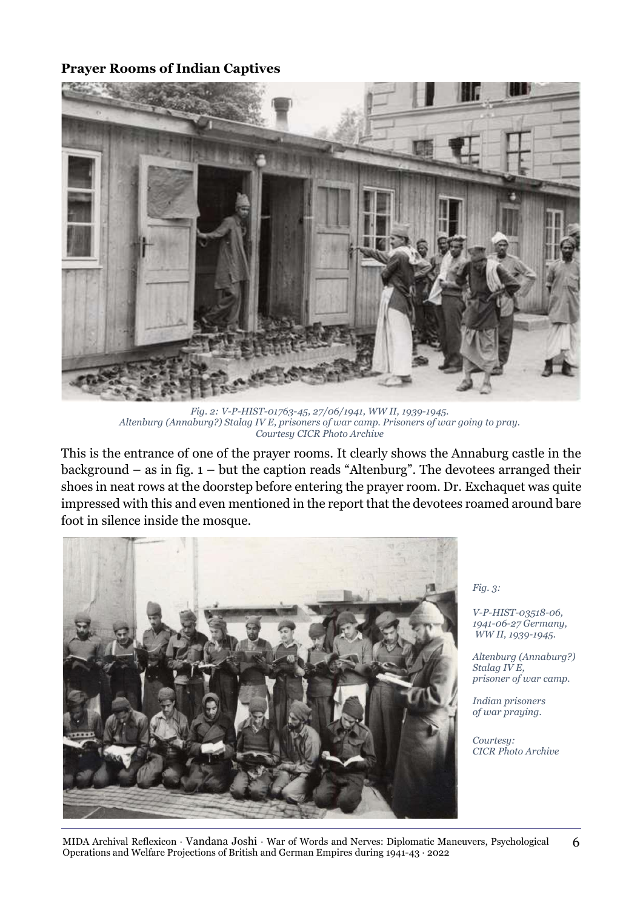**Prayer Rooms of Indian Captives**

*Fig. 2: V-P-HIST-01763-45, 27/06/1941, WW II, 1939-1945. Altenburg (Annaburg?) Stalag IV E, prisoners of war camp. Prisoners of war going to pray. Courtesy CICR Photo Archive*

This is the entrance of one of the prayer rooms. It clearly shows the Annaburg castle in the background – as in fig. 1 – but the caption reads "Altenburg". The devotees arranged their shoes in neat rows at the doorstep before entering the prayer room. Dr. Exchaquet was quite impressed with this and even mentioned in the report that the devotees roamed around bare foot in silence inside the mosque.

*Fig. 3:*

*V-P-HIST-03518-06, 1941-06-27 Germany, WW II, 1939-1945.*

*Altenburg (Annaburg?) Stalag IV E, prisoner of war camp.*

*Indian prisoners of war praying.*

*Courtesy: CICR Photo Archive*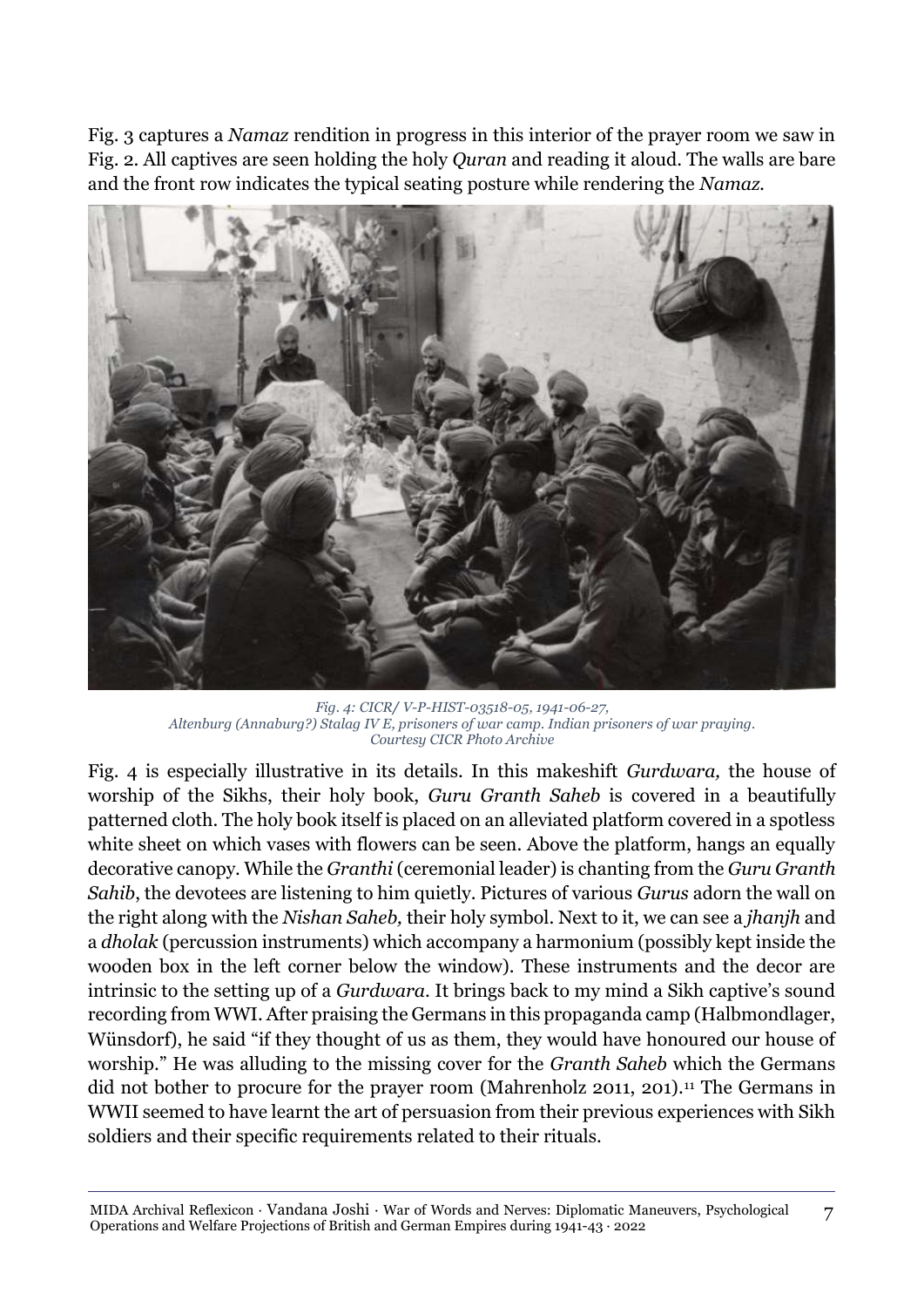Fig. 3 captures a *Namaz* rendition in progress in this interior of the prayer room we saw in Fig. 2. All captives are seen holding the holy *Quran* and reading it aloud. The walls are bare and the front row indicates the typical seating posture while rendering the *Namaz*.

*Fig. 4: CICR/ V-P-HIST-03518-05, 1941-06-27, Altenburg (Annaburg?) Stalag IV E, prisoners of war camp. Indian prisoners of war praying. Courtesy CICR Photo Archive*

Fig. 4 is especially illustrative in its details. In this makeshift *Gurdwara,* the house of worship of the Sikhs, their holy book, *Guru Granth Saheb* is covered in a beautifully patterned cloth. The holy book itself is placed on an alleviated platform covered in a spotless white sheet on which vases with flowers can be seen. Above the platform, hangs an equally decorative canopy. While the *Granthi* (ceremonial leader) is chanting from the *Guru Granth Sahib*, the devotees are listening to him quietly. Pictures of various *Gurus* adorn the wall on the right along with the *Nishan Saheb,* their holy symbol. Next to it, we can see a *jhanjh* and a *dholak* (percussion instruments) which accompany a harmonium (possibly kept inside the wooden box in the left corner below the window). These instruments and the decor are intrinsic to the setting up of a *Gurdwara*. It brings back to my mind a Sikh captive's sound recording from WWI. After praising the Germans in this propaganda camp (Halbmondlager, Wünsdorf), he said "if they thought of us as them, they would have honoured our house of worship." He was alluding to the missing cover for the *Granth Saheb* which the Germans did not bother to procure for the prayer room (Mahrenholz 2011, 201).[11] The Germans in WWII seemed to have learnt the art of persuasion from their previous experiences with Sikh soldiers and their specific requirements related to their rituals.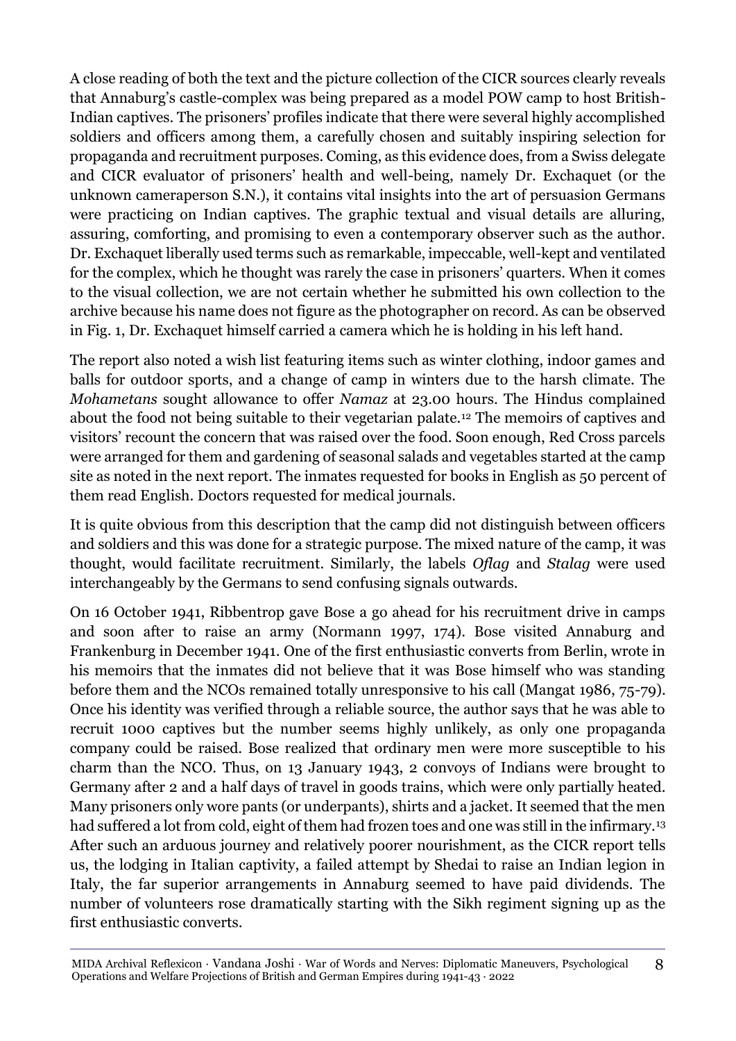A close reading of both the text and the picture collection of the CICR sources clearly reveals that Annaburg's castle-complex was being prepared as a model POW camp to host British-Indian captives. The prisoners' profiles indicate that there were several highly accomplished soldiers and officers among them, a carefully chosen and suitably inspiring selection for propaganda and recruitment purposes. Coming, as this evidence does, from a Swiss delegate and CICR evaluator of prisoners' health and well-being, namely Dr. Exchaquet (or the unknown cameraperson S.N.), it contains vital insights into the art of persuasion Germans were practicing on Indian captives. The graphic textual and visual details are alluring, assuring, comforting, and promising to even a contemporary observer such as the author. Dr. Exchaquet liberally used terms such as remarkable, impeccable, well-kept and ventilated for the complex, which he thought was rarely the case in prisoners' quarters. When it comes to the visual collection, we are not certain whether he submitted his own collection to the archive because his name does not figure as the photographer on record. As can be observed in Fig. 1, Dr. Exchaquet himself carried a camera which he is holding in his left hand.

The report also noted a wish list featuring items such as winter clothing, indoor games and balls for outdoor sports, and a change of camp in winters due to the harsh climate. The *Mohametans* sought allowance to offer *Namaz* at 23.00 hours. The Hindus complained about the food not being suitable to their vegetarian palate.[12] The memoirs of captives and visitors' recount the concern that was raised over the food. Soon enough, Red Cross parcels were arranged for them and gardening of seasonal salads and vegetables started at the camp site as noted in the next report. The inmates requested for books in English as 50 percent of them read English. Doctors requested for medical journals.

It is quite obvious from this description that the camp did not distinguish between officers and soldiers and this was done for a strategic purpose. The mixed nature of the camp, it was thought, would facilitate recruitment. Similarly, the labels *Oflag* and *Stalag* were used interchangeably by the Germans to send confusing signals outwards.

On 16 October 1941, Ribbentrop gave Bose a go ahead for his recruitment drive in camps and soon after to raise an army (Normann 1997, 174). Bose visited Annaburg and Frankenburg in December 1941. One of the first enthusiastic converts from Berlin, wrote in his memoirs that the inmates did not believe that it was Bose himself who was standing before them and the NCOs remained totally unresponsive to his call (Mangat 1986, 75-79). Once his identity was verified through a reliable source, the author says that he was able to recruit 1000 captives but the number seems highly unlikely, as only one propaganda company could be raised. Bose realized that ordinary men were more susceptible to his charm than the NCO. Thus, on 13 January 1943, 2 convoys of Indians were brought to Germany after 2 and a half days of travel in goods trains, which were only partially heated. Many prisoners only wore pants (or underpants), shirts and a jacket. It seemed that the men had suffered a lot from cold, eight of them had frozen toes and one was still in the infirmary.[13] After such an arduous journey and relatively poorer nourishment, as the CICR report tells us, the lodging in Italian captivity, a failed attempt by Shedai to raise an Indian legion in Italy, the far superior arrangements in Annaburg seemed to have paid dividends. The number of volunteers rose dramatically starting with the Sikh regiment signing up as the first enthusiastic converts.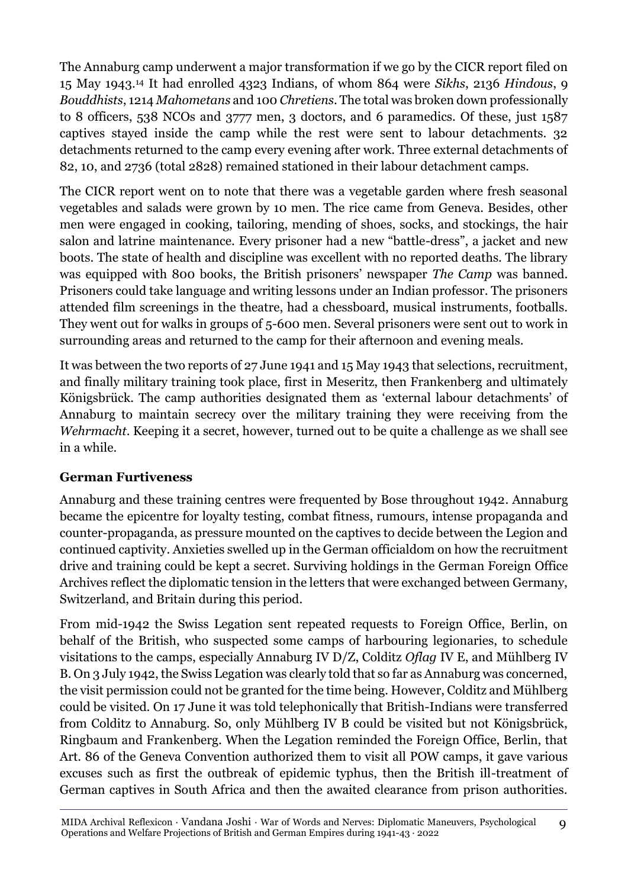The Annaburg camp underwent a major transformation if we go by the CICR report filed on 15 May 1943.[14] It had enrolled 4323 Indians, of whom 864 were *Sikhs*, 2136 *Hindous*, 9 *Bouddhists*, 1214 *Mahometans* and 100 *Chretiens*. The total was broken down professionally to 8 officers, 538 NCOs and 3777 men, 3 doctors, and 6 paramedics. Of these, just 1587 captives stayed inside the camp while the rest were sent to labour detachments. 32 detachments returned to the camp every evening after work. Three external detachments of 82, 10, and 2736 (total 2828) remained stationed in their labour detachment camps.

The CICR report went on to note that there was a vegetable garden where fresh seasonal vegetables and salads were grown by 10 men. The rice came from Geneva. Besides, other men were engaged in cooking, tailoring, mending of shoes, socks, and stockings, the hair salon and latrine maintenance. Every prisoner had a new "battle-dress", a jacket and new boots. The state of health and discipline was excellent with no reported deaths. The library was equipped with 800 books, the British prisoners' newspaper *The Camp* was banned. Prisoners could take language and writing lessons under an Indian professor. The prisoners attended film screenings in the theatre, had a chessboard, musical instruments, footballs. They went out for walks in groups of 5-600 men. Several prisoners were sent out to work in surrounding areas and returned to the camp for their afternoon and evening meals.

It was between the two reports of 27 June 1941 and 15 May 1943 that selections, recruitment, and finally military training took place, first in Meseritz, then Frankenberg and ultimately Königsbrück. The camp authorities designated them as 'external labour detachments' of Annaburg to maintain secrecy over the military training they were receiving from the *Wehrmacht*. Keeping it a secret, however, turned out to be quite a challenge as we shall see in a while.

## German Furtiveness

Annaburg and these training centres were frequented by Bose throughout 1942. Annaburg became the epicentre for loyalty testing, combat fitness, rumours, intense propaganda and counter-propaganda, as pressure mounted on the captives to decide between the Legion and continued captivity. Anxieties swelled up in the German officialdom on how the recruitment drive and training could be kept a secret. Surviving holdings in the German Foreign Office Archives reflect the diplomatic tension in the letters that were exchanged between Germany, Switzerland, and Britain during this period.

From mid-1942 the Swiss Legation sent repeated requests to Foreign Office, Berlin, on behalf of the British, who suspected some camps of harbouring legionaries, to schedule visitations to the camps, especially Annaburg IV D/Z, Colditz *Oflag* IV E, and Mühlberg IV B. On 3 July 1942, the Swiss Legation was clearly told that so far as Annaburg was concerned, the visit permission could not be granted for the time being. However, Colditz and Mühlberg could be visited. On 17 June it was told telephonically that British-Indians were transferred from Colditz to Annaburg. So, only Mühlberg IV B could be visited but not Königsbrück, Ringbaum and Frankenberg. When the Legation reminded the Foreign Office, Berlin, that Art. 86 of the Geneva Convention authorized them to visit all POW camps, it gave various excuses such as first the outbreak of epidemic typhus, then the British ill-treatment of German captives in South Africa and then the awaited clearance from prison authorities.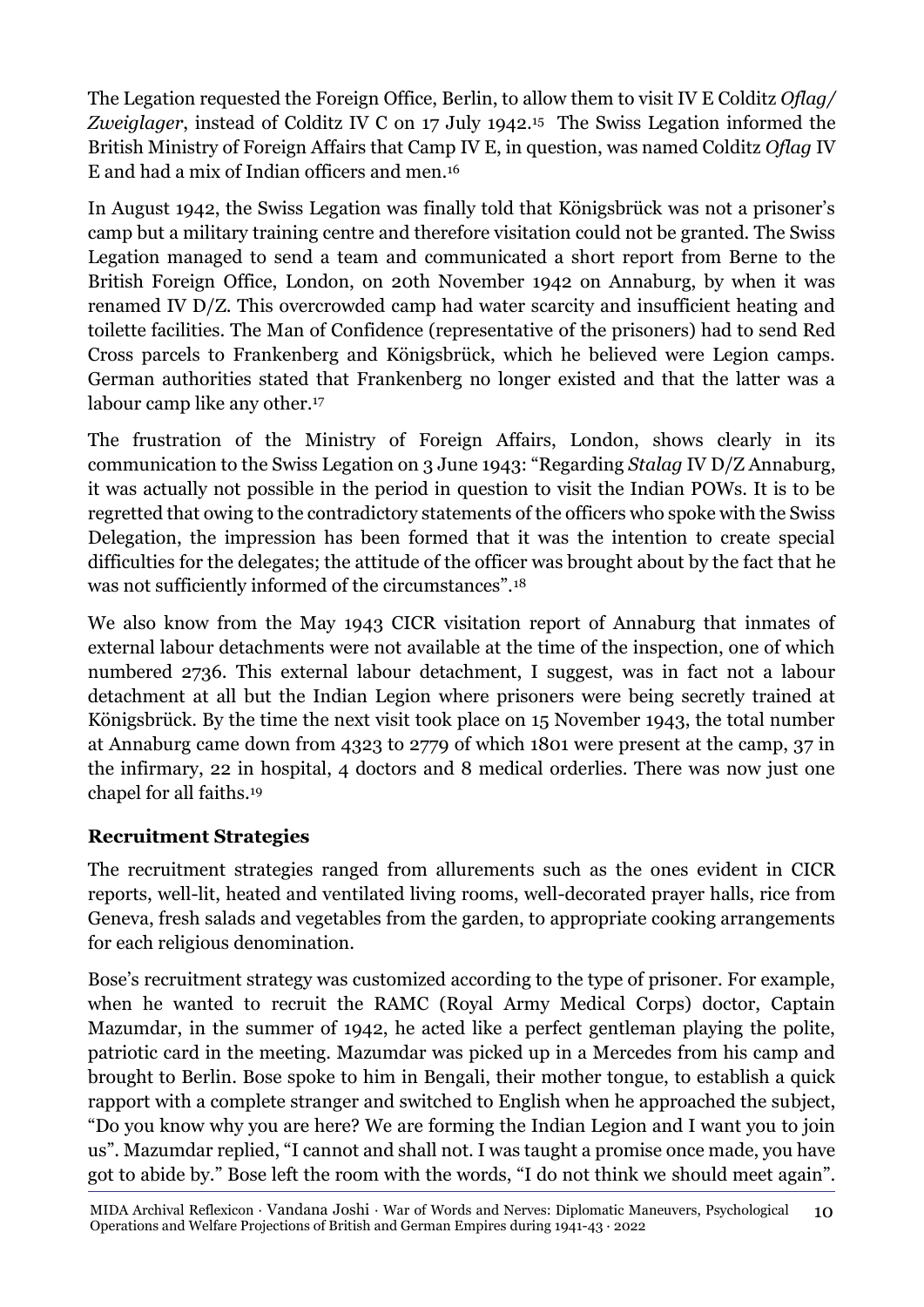The Legation requested the Foreign Office, Berlin, to allow them to visit IV E Colditz *Oflag/ Zweiglager*, instead of Colditz IV C on 17 July 1942.[15] The Swiss Legation informed the British Ministry of Foreign Affairs that Camp IV E, in question, was named Colditz *Oflag* IV E and had a mix of Indian officers and men.[16]

In August 1942, the Swiss Legation was finally told that Königsbrück was not a prisoner's camp but a military training centre and therefore visitation could not be granted. The Swiss Legation managed to send a team and communicated a short report from Berne to the British Foreign Office, London, on 20th November 1942 on Annaburg, by when it was renamed IV D/Z. This overcrowded camp had water scarcity and insufficient heating and toilette facilities. The Man of Confidence (representative of the prisoners) had to send Red Cross parcels to Frankenberg and Königsbrück, which he believed were Legion camps. German authorities stated that Frankenberg no longer existed and that the latter was a labour camp like any other.[17]

The frustration of the Ministry of Foreign Affairs, London, shows clearly in its communication to the Swiss Legation on 3 June 1943: "Regarding *Stalag* IV D/Z Annaburg, it was actually not possible in the period in question to visit the Indian POWs. It is to be regretted that owing to the contradictory statements of the officers who spoke with the Swiss Delegation, the impression has been formed that it was the intention to create special difficulties for the delegates; the attitude of the officer was brought about by the fact that he was not sufficiently informed of the circumstances".[18]

We also know from the May 1943 CICR visitation report of Annaburg that inmates of external labour detachments were not available at the time of the inspection, one of which numbered 2736. This external labour detachment, I suggest, was in fact not a labour detachment at all but the Indian Legion where prisoners were being secretly trained at Königsbrück. By the time the next visit took place on 15 November 1943, the total number at Annaburg came down from 4323 to 2779 of which 1801 were present at the camp, 37 in the infirmary, 22 in hospital, 4 doctors and 8 medical orderlies. There was now just one chapel for all faiths.[19]

## Recruitment Strategies

The recruitment strategies ranged from allurements such as the ones evident in CICR reports, well-lit, heated and ventilated living rooms, well-decorated prayer halls, rice from Geneva, fresh salads and vegetables from the garden, to appropriate cooking arrangements for each religious denomination.

Bose's recruitment strategy was customized according to the type of prisoner. For example, when he wanted to recruit the RAMC (Royal Army Medical Corps) doctor, Captain Mazumdar, in the summer of 1942, he acted like a perfect gentleman playing the polite, patriotic card in the meeting. Mazumdar was picked up in a Mercedes from his camp and brought to Berlin. Bose spoke to him in Bengali, their mother tongue, to establish a quick rapport with a complete stranger and switched to English when he approached the subject, "Do you know why you are here? We are forming the Indian Legion and I want you to join us". Mazumdar replied, "I cannot and shall not. I was taught a promise once made, you have got to abide by." Bose left the room with the words, "I do not think we should meet again".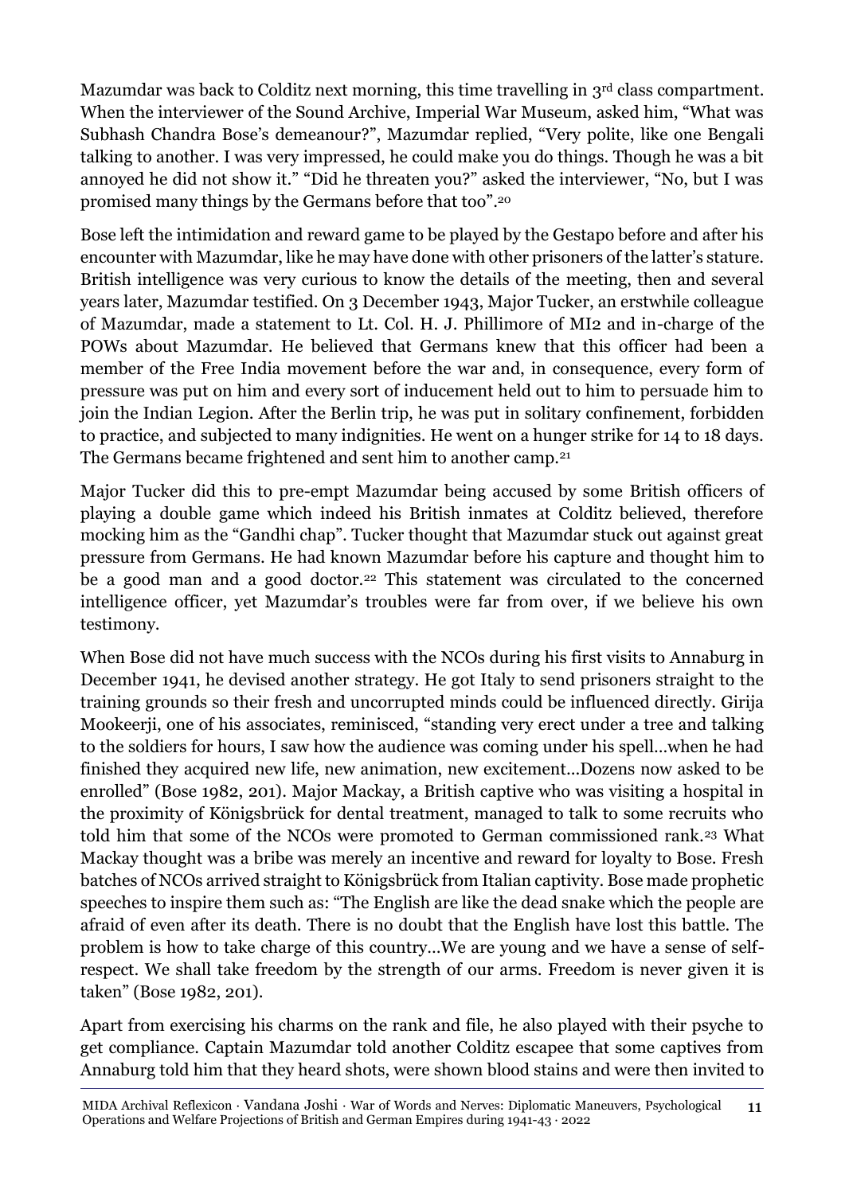Mazumdar was back to Colditz next morning, this time travelling in 3rd class compartment. When the interviewer of the Sound Archive, Imperial War Museum, asked him, "What was Subhash Chandra Bose's demeanour?", Mazumdar replied, "Very polite, like one Bengali talking to another. I was very impressed, he could make you do things. Though he was a bit annoyed he did not show it." "Did he threaten you?" asked the interviewer, "No, but I was promised many things by the Germans before that too".[20]

Bose left the intimidation and reward game to be played by the Gestapo before and after his encounter with Mazumdar, like he may have done with other prisoners of the latter's stature. British intelligence was very curious to know the details of the meeting, then and several years later, Mazumdar testified. On 3 December 1943, Major Tucker, an erstwhile colleague of Mazumdar, made a statement to Lt. Col. H. J. Phillimore of MI2 and in-charge of the POWs about Mazumdar. He believed that Germans knew that this officer had been a member of the Free India movement before the war and, in consequence, every form of pressure was put on him and every sort of inducement held out to him to persuade him to join the Indian Legion. After the Berlin trip, he was put in solitary confinement, forbidden to practice, and subjected to many indignities. He went on a hunger strike for 14 to 18 days. The Germans became frightened and sent him to another camp.[21]

Major Tucker did this to pre-empt Mazumdar being accused by some British officers of playing a double game which indeed his British inmates at Colditz believed, therefore mocking him as the "Gandhi chap". Tucker thought that Mazumdar stuck out against great pressure from Germans. He had known Mazumdar before his capture and thought him to be a good man and a good doctor.[22] This statement was circulated to the concerned intelligence officer, yet Mazumdar's troubles were far from over, if we believe his own testimony.

When Bose did not have much success with the NCOs during his first visits to Annaburg in December 1941, he devised another strategy. He got Italy to send prisoners straight to the training grounds so their fresh and uncorrupted minds could be influenced directly. Girija Mookeerji, one of his associates, reminisced, "standing very erect under a tree and talking to the soldiers for hours, I saw how the audience was coming under his spell…when he had finished they acquired new life, new animation, new excitement…Dozens now asked to be enrolled" (Bose 1982, 201). Major Mackay, a British captive who was visiting a hospital in the proximity of Königsbrück for dental treatment, managed to talk to some recruits who told him that some of the NCOs were promoted to German commissioned rank.[23] What Mackay thought was a bribe was merely an incentive and reward for loyalty to Bose. Fresh batches of NCOs arrived straight to Königsbrück from Italian captivity. Bose made prophetic speeches to inspire them such as: "The English are like the dead snake which the people are afraid of even after its death. There is no doubt that the English have lost this battle. The problem is how to take charge of this country…We are young and we have a sense of self-respect. We shall take freedom by the strength of our arms. Freedom is never given it is taken" (Bose 1982, 201).

Apart from exercising his charms on the rank and file, he also played with their psyche to get compliance. Captain Mazumdar told another Colditz escapee that some captives from Annaburg told him that they heard shots, were shown blood stains and were then invited to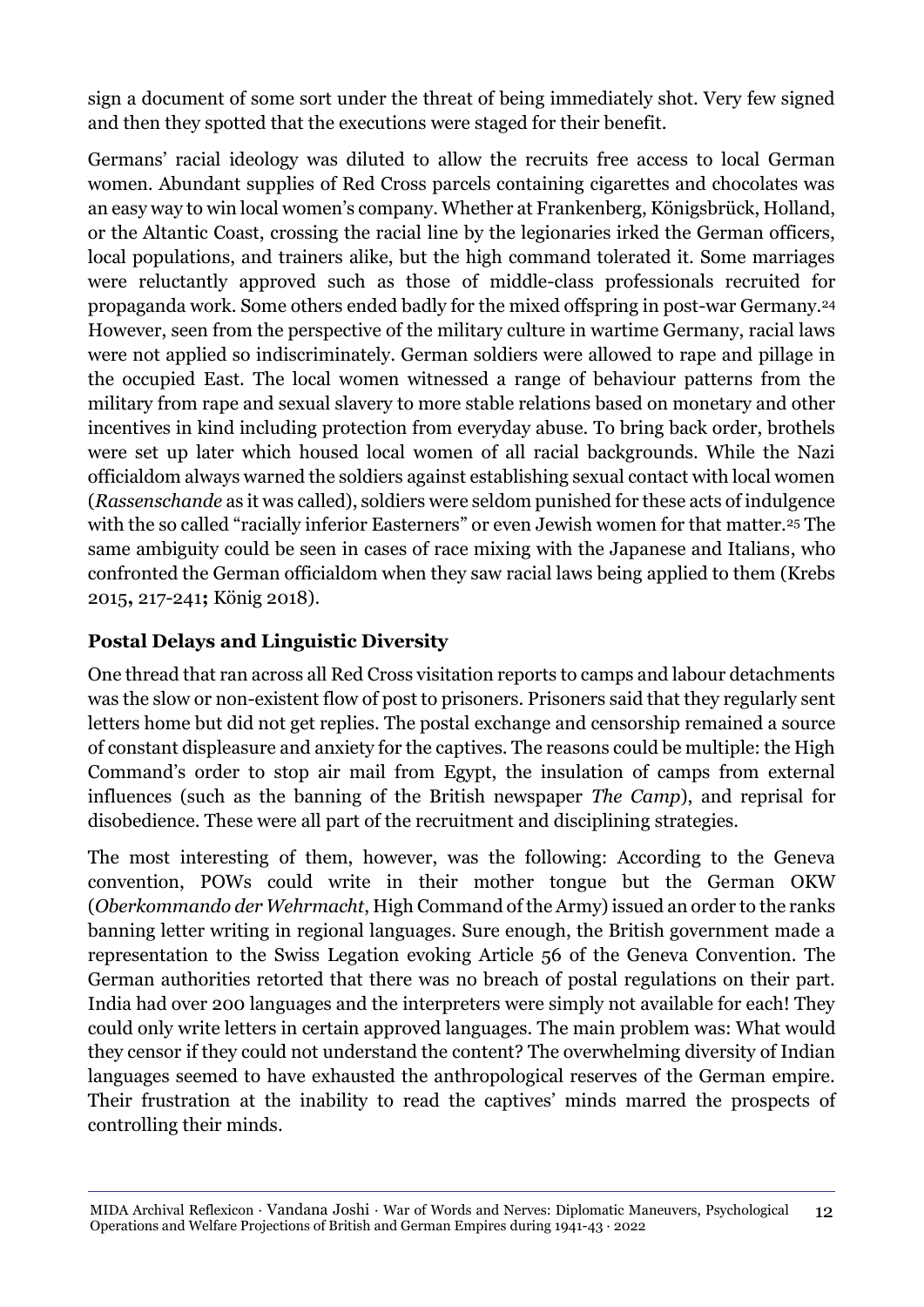sign a document of some sort under the threat of being immediately shot. Very few signed and then they spotted that the executions were staged for their benefit.

Germans' racial ideology was diluted to allow the recruits free access to local German women. Abundant supplies of Red Cross parcels containing cigarettes and chocolates was an easy way to win local women's company. Whether at Frankenberg, Königsbrück, Holland, or the Altantic Coast, crossing the racial line by the legionaries irked the German officers, local populations, and trainers alike, but the high command tolerated it. Some marriages were reluctantly approved such as those of middle-class professionals recruited for propaganda work. Some others ended badly for the mixed offspring in post-war Germany.[24] However, seen from the perspective of the military culture in wartime Germany, racial laws were not applied so indiscriminately. German soldiers were allowed to rape and pillage in the occupied East. The local women witnessed a range of behaviour patterns from the military from rape and sexual slavery to more stable relations based on monetary and other incentives in kind including protection from everyday abuse. To bring back order, brothels were set up later which housed local women of all racial backgrounds. While the Nazi officialdom always warned the soldiers against establishing sexual contact with local women (*Rassenschande* as it was called), soldiers were seldom punished for these acts of indulgence with the so called "racially inferior Easterners" or even Jewish women for that matter.[25] The same ambiguity could be seen in cases of race mixing with the Japanese and Italians, who confronted the German officialdom when they saw racial laws being applied to them (Krebs 2015**,** 217-241**;** König 2018).

## Postal Delays and Linguistic Diversity

One thread that ran across all Red Cross visitation reports to camps and labour detachments was the slow or non-existent flow of post to prisoners. Prisoners said that they regularly sent letters home but did not get replies. The postal exchange and censorship remained a source of constant displeasure and anxiety for the captives. The reasons could be multiple: the High Command's order to stop air mail from Egypt, the insulation of camps from external influences (such as the banning of the British newspaper *The Camp*), and reprisal for disobedience. These were all part of the recruitment and disciplining strategies.

The most interesting of them, however, was the following: According to the Geneva convention, POWs could write in their mother tongue but the German OKW (*Oberkommando der Wehrmacht*, High Command of the Army) issued an order to the ranks banning letter writing in regional languages. Sure enough, the British government made a representation to the Swiss Legation evoking Article 56 of the Geneva Convention. The German authorities retorted that there was no breach of postal regulations on their part. India had over 200 languages and the interpreters were simply not available for each! They could only write letters in certain approved languages. The main problem was: What would they censor if they could not understand the content? The overwhelming diversity of Indian languages seemed to have exhausted the anthropological reserves of the German empire. Their frustration at the inability to read the captives' minds marred the prospects of controlling their minds.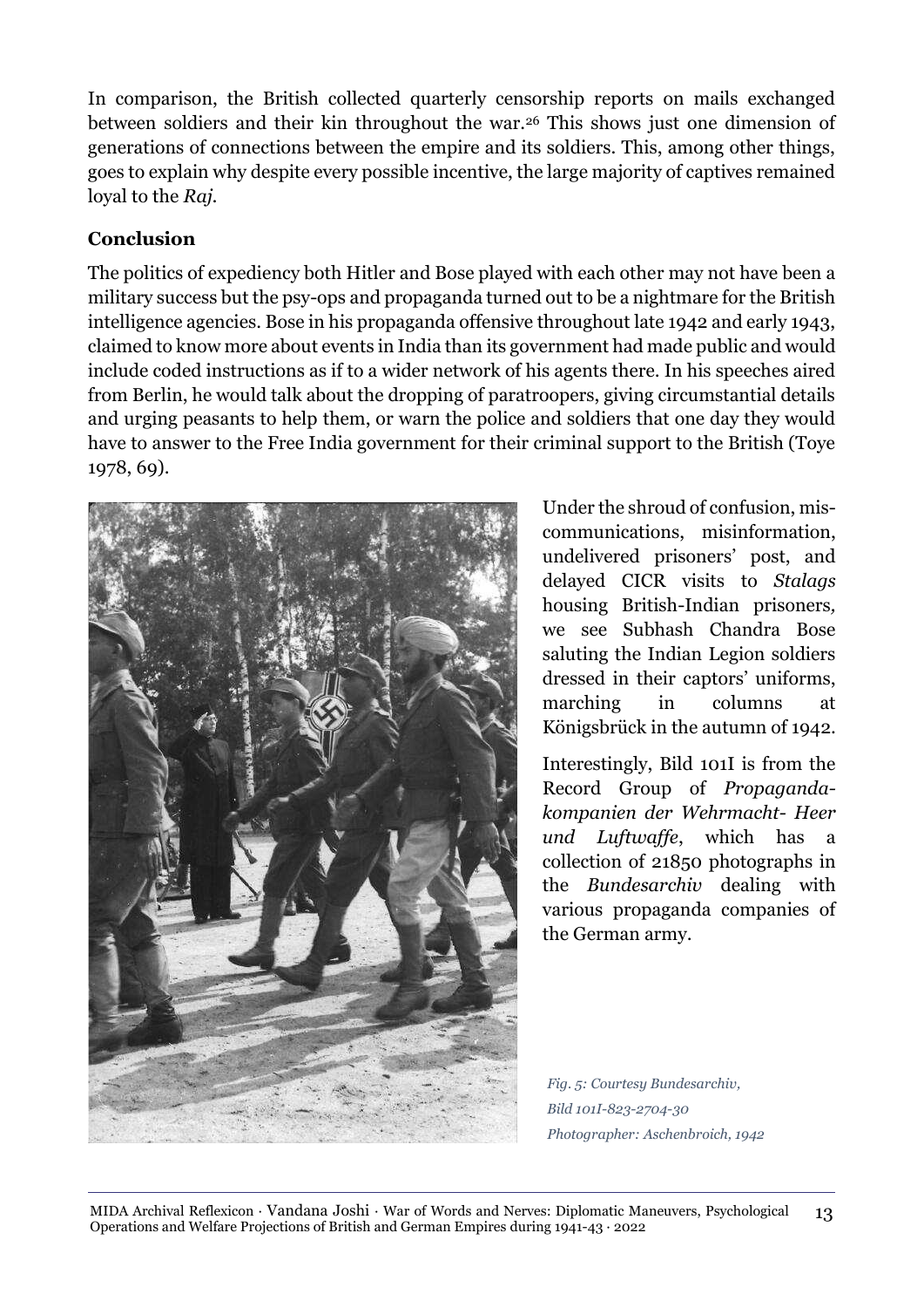In comparison, the British collected quarterly censorship reports on mails exchanged between soldiers and their kin throughout the war.[26] This shows just one dimension of generations of connections between the empire and its soldiers. This, among other things, goes to explain why despite every possible incentive, the large majority of captives remained loyal to the *Raj*.

## Conclusion

The politics of expediency both Hitler and Bose played with each other may not have been a military success but the psy-ops and propaganda turned out to be a nightmare for the British intelligence agencies. Bose in his propaganda offensive throughout late 1942 and early 1943, claimed to know more about events in India than its government had made public and would include coded instructions as if to a wider network of his agents there. In his speeches aired from Berlin, he would talk about the dropping of paratroopers, giving circumstantial details and urging peasants to help them, or warn the police and soldiers that one day they would have to answer to the Free India government for their criminal support to the British (Toye 1978, 69).

Under the shroud of confusion, mis-communications, misinformation, undelivered prisoners' post, and delayed CICR visits to *Stalags* housing British-Indian prisoners, we see Subhash Chandra Bose saluting the Indian Legion soldiers dressed in their captors' uniforms, marching in columns at Königsbrück in the autumn of 1942.

Interestingly, Bild 101I is from the Record Group of *Propaganda-kompanien der Wehrmacht- Heer und Luftwaffe*, which has a collection of 21850 photographs in the *Bundesarchiv* dealing with various propaganda companies of the German army.

*Fig. 5: Courtesy Bundesarchiv, Bild 101I-823-2704-30 Photographer: Aschenbroich, 1942*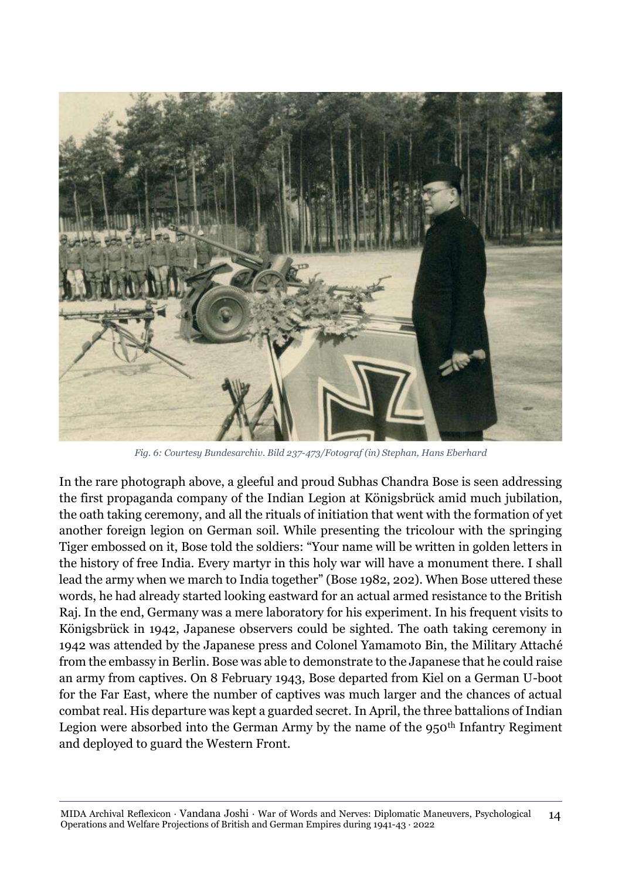*Fig. 6: Courtesy Bundesarchiv. Bild 237-473/Fotograf (in) Stephan, Hans Eberhard*

In the rare photograph above, a gleeful and proud Subhas Chandra Bose is seen addressing the first propaganda company of the Indian Legion at Königsbrück amid much jubilation, the oath taking ceremony, and all the rituals of initiation that went with the formation of yet another foreign legion on German soil. While presenting the tricolour with the springing Tiger embossed on it, Bose told the soldiers: "Your name will be written in golden letters in the history of free India. Every martyr in this holy war will have a monument there. I shall lead the army when we march to India together" (Bose 1982, 202). When Bose uttered these words, he had already started looking eastward for an actual armed resistance to the British Raj. In the end, Germany was a mere laboratory for his experiment. In his frequent visits to Königsbrück in 1942, Japanese observers could be sighted. The oath taking ceremony in 1942 was attended by the Japanese press and Colonel Yamamoto Bin, the Military Attaché from the embassy in Berlin. Bose was able to demonstrate to the Japanese that he could raise an army from captives. On 8 February 1943, Bose departed from Kiel on a German U-boot for the Far East, where the number of captives was much larger and the chances of actual combat real. His departure was kept a guarded secret. In April, the three battalions of Indian Legion were absorbed into the German Army by the name of the 950th Infantry Regiment and deployed to guard the Western Front.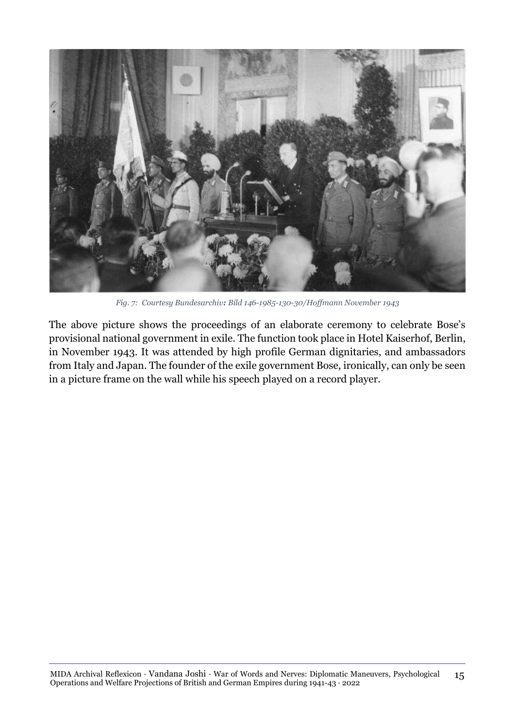*Fig. 7: Courtesy Bundesarchiv: Bild 146-1985-130-30/Hoffmann November 1943*

The above picture shows the proceedings of an elaborate ceremony to celebrate Bose's provisional national government in exile. The function took place in Hotel Kaiserhof, Berlin, in November 1943. It was attended by high profile German dignitaries, and ambassadors from Italy and Japan. The founder of the exile government Bose, ironically, can only be seen in a picture frame on the wall while his speech played on a record player.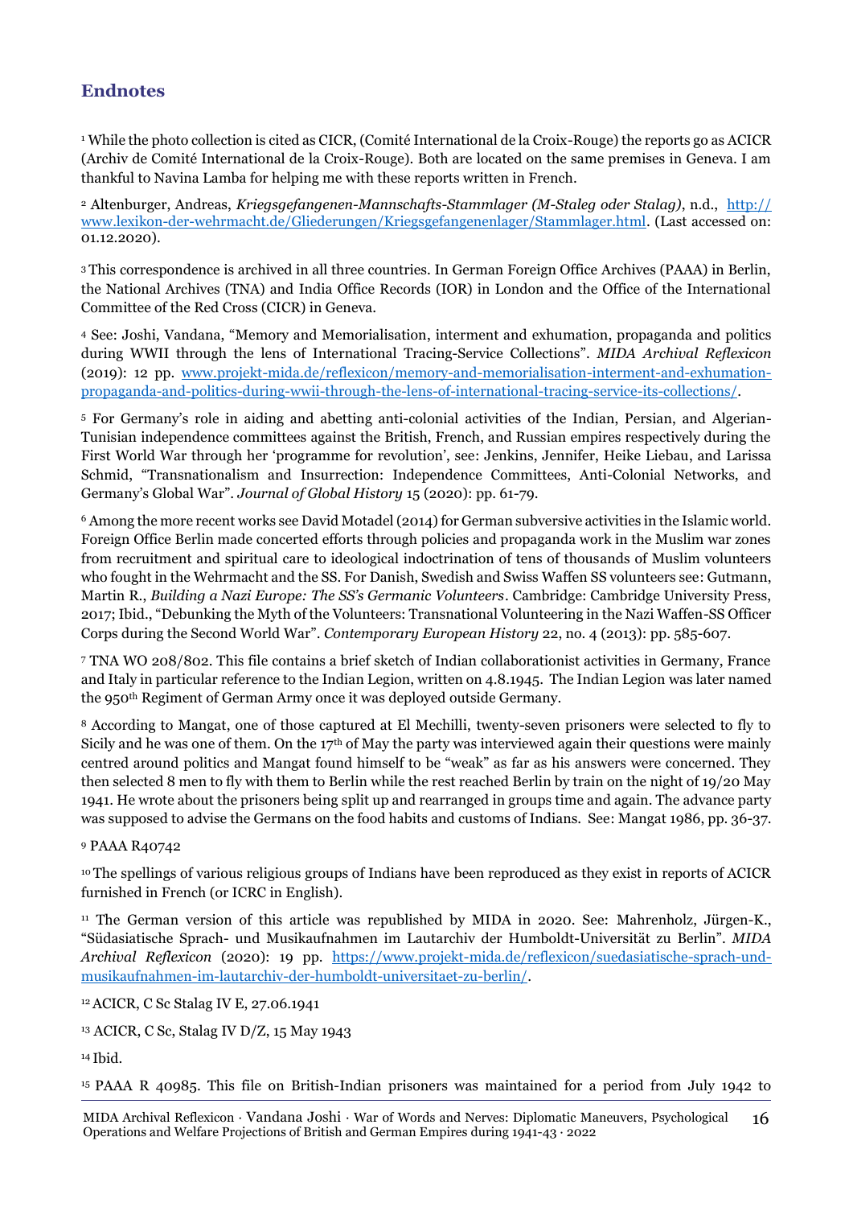## Endnotes

[1] While the photo collection is cited as CICR, (Comité International de la Croix-Rouge) the reports go as ACICR (Archiv de Comité International de la Croix-Rouge). Both are located on the same premises in Geneva. I am thankful to Navina Lamba for helping me with these reports written in French.

[2] Altenburger, Andreas, *Kriegsgefangenen-Mannschafts-Stammlager (M-Staleg oder Stalag)*, n.d., [http://www.lexikon-der-wehrmacht.de/Gliederungen/Kriegsgefangenenlager/Stammlager.html](http://www.lexikon-der-wehrmacht.de/Gliederungen/Kriegsgefangenenlager/Stammlager.html). (Last accessed on: 01.12.2020).

[3] This correspondence is archived in all three countries. In German Foreign Office Archives (PAAA) in Berlin, the National Archives (TNA) and India Office Records (IOR) in London and the Office of the International Committee of the Red Cross (CICR) in Geneva.

[4] See: Joshi, Vandana, "Memory and Memorialisation, interment and exhumation, propaganda and politics during WWII through the lens of International Tracing-Service Collections". *MIDA Archival Reflexicon* (2019): 12 pp. [www.projekt-mida.de/reflexicon/memory-and-memorialisation-interment-and-exhumation-propaganda-and-politics-during-wwii-through-the-lens-of-international-tracing-service-its-collections/](www.projekt-mida.de/reflexicon/memory-and-memorialisation-interment-and-exhumation-propaganda-and-politics-during-wwii-through-the-lens-of-international-tracing-service-its-collections/).

[5] For Germany's role in aiding and abetting anti-colonial activities of the Indian, Persian, and Algerian-Tunisian independence committees against the British, French, and Russian empires respectively during the First World War through her 'programme for revolution', see: Jenkins, Jennifer, Heike Liebau, and Larissa Schmid, "Transnationalism and Insurrection: Independence Committees, Anti-Colonial Networks, and Germany's Global War". *Journal of Global History* 15 (2020): pp. 61-79.

[6] Among the more recent works see David Motadel (2014) for German subversive activities in the Islamic world. Foreign Office Berlin made concerted efforts through policies and propaganda work in the Muslim war zones from recruitment and spiritual care to ideological indoctrination of tens of thousands of Muslim volunteers who fought in the Wehrmacht and the SS. For Danish, Swedish and Swiss Waffen SS volunteers see: Gutmann, Martin R., *Building a Nazi Europe: The SS's Germanic Volunteers*. Cambridge: Cambridge University Press, 2017; Ibid., "Debunking the Myth of the Volunteers: Transnational Volunteering in the Nazi Waffen-SS Officer Corps during the Second World War". *Contemporary European History* 22, no. 4 (2013): pp. 585-607.

[7] TNA WO 208/802. This file contains a brief sketch of Indian collaborationist activities in Germany, France and Italy in particular reference to the Indian Legion, written on 4.8.1945. The Indian Legion was later named the 950th Regiment of German Army once it was deployed outside Germany.

[8] According to Mangat, one of those captured at El Mechilli, twenty-seven prisoners were selected to fly to Sicily and he was one of them. On the 17th of May the party was interviewed again their questions were mainly centred around politics and Mangat found himself to be "weak" as far as his answers were concerned. They then selected 8 men to fly with them to Berlin while the rest reached Berlin by train on the night of 19/20 May 1941. He wrote about the prisoners being split up and rearranged in groups time and again. The advance party was supposed to advise the Germans on the food habits and customs of Indians. See: Mangat 1986, pp. 36-37.

[9] PAAA R40742

[10] The spellings of various religious groups of Indians have been reproduced as they exist in reports of ACICR furnished in French (or ICRC in English).

[11] The German version of this article was republished by MIDA in 2020. See: Mahrenholz, Jürgen-K., "Südasiatische Sprach- und Musikaufnahmen im Lautarchiv der Humboldt-Universität zu Berlin". *MIDA Archival Reflexicon* (2020): 19 pp. [https://www.projekt-mida.de/reflexicon/suedasiatische-sprach-und-musikaufnahmen-im-lautarchiv-der-humboldt-universitaet-zu-berlin/](https://www.projekt-mida.de/reflexicon/suedasiatische-sprach-und-musikaufnahmen-im-lautarchiv-der-humboldt-universitaet-zu-berlin/).

[12] ACICR, C Sc Stalag IV E, 27.06.1941

[13] ACICR, C Sc, Stalag IV D/Z, 15 May 1943

[14] Ibid.

[15] PAAA R 40985. This file on British-Indian prisoners was maintained for a period from July 1942 to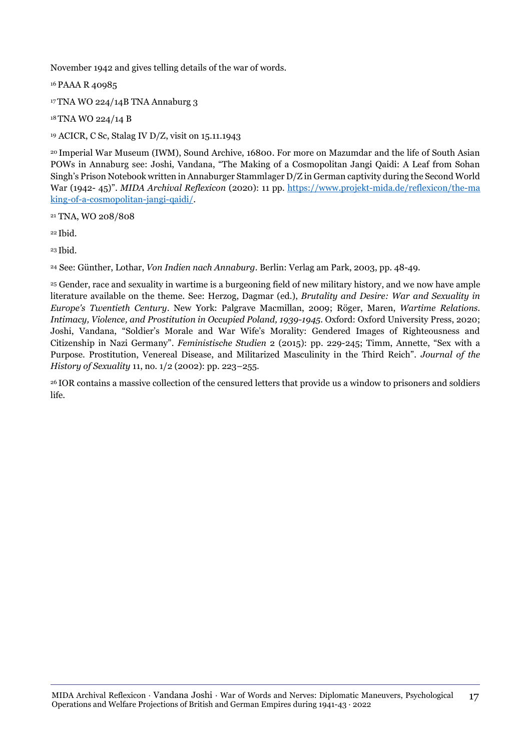November 1942 and gives telling details of the war of words.

[16] PAAA R 40985

[17] TNA WO 224/14B TNA Annaburg 3

[18] TNA WO 224/14 B

[19] ACICR, C Sc, Stalag IV D/Z, visit on 15.11.1943

[20] Imperial War Museum (IWM), Sound Archive, 16800. For more on Mazumdar and the life of South Asian POWs in Annaburg see: Joshi, Vandana, "The Making of a Cosmopolitan Jangi Qaidi: A Leaf from Sohan Singh's Prison Notebook written in Annaburger Stammlager D/Z in German captivity during the Second World War (1942- 45)". *MIDA Archival Reflexicon* (2020): 11 pp. [https://www.projekt-mida.de/reflexicon/the-making-of-a-cosmopolitan-jangi-qaidi/](https://www.projekt-mida.de/reflexicon/the-making-of-a-cosmopolitan-jangi-qaidi/).

[21] TNA, WO 208/808

[22] Ibid.

[23] Ibid.

[24] See: Günther, Lothar, *Von Indien nach Annaburg*. Berlin: Verlag am Park, 2003, pp. 48-49.

[25] Gender, race and sexuality in wartime is a burgeoning field of new military history, and we now have ample literature available on the theme. See: Herzog, Dagmar (ed.), *Brutality and Desire: War and Sexuality in Europe's Twentieth Century*. New York: Palgrave Macmillan, 2009; Röger, Maren, *Wartime Relations. Intimacy, Violence, and Prostitution in Occupied Poland, 1939-1945*. Oxford: Oxford University Press, 2020; Joshi, Vandana, "Soldier's Morale and War Wife's Morality: Gendered Images of Righteousness and Citizenship in Nazi Germany". *Feministische Studien* 2 (2015): pp. 229-245; Timm, Annette, "Sex with a Purpose. Prostitution, Venereal Disease, and Militarized Masculinity in the Third Reich". *Journal of the History of Sexuality* 11, no. 1/2 (2002): pp. 223–255.

[26] IOR contains a massive collection of the censured letters that provide us a window to prisoners and soldiers life.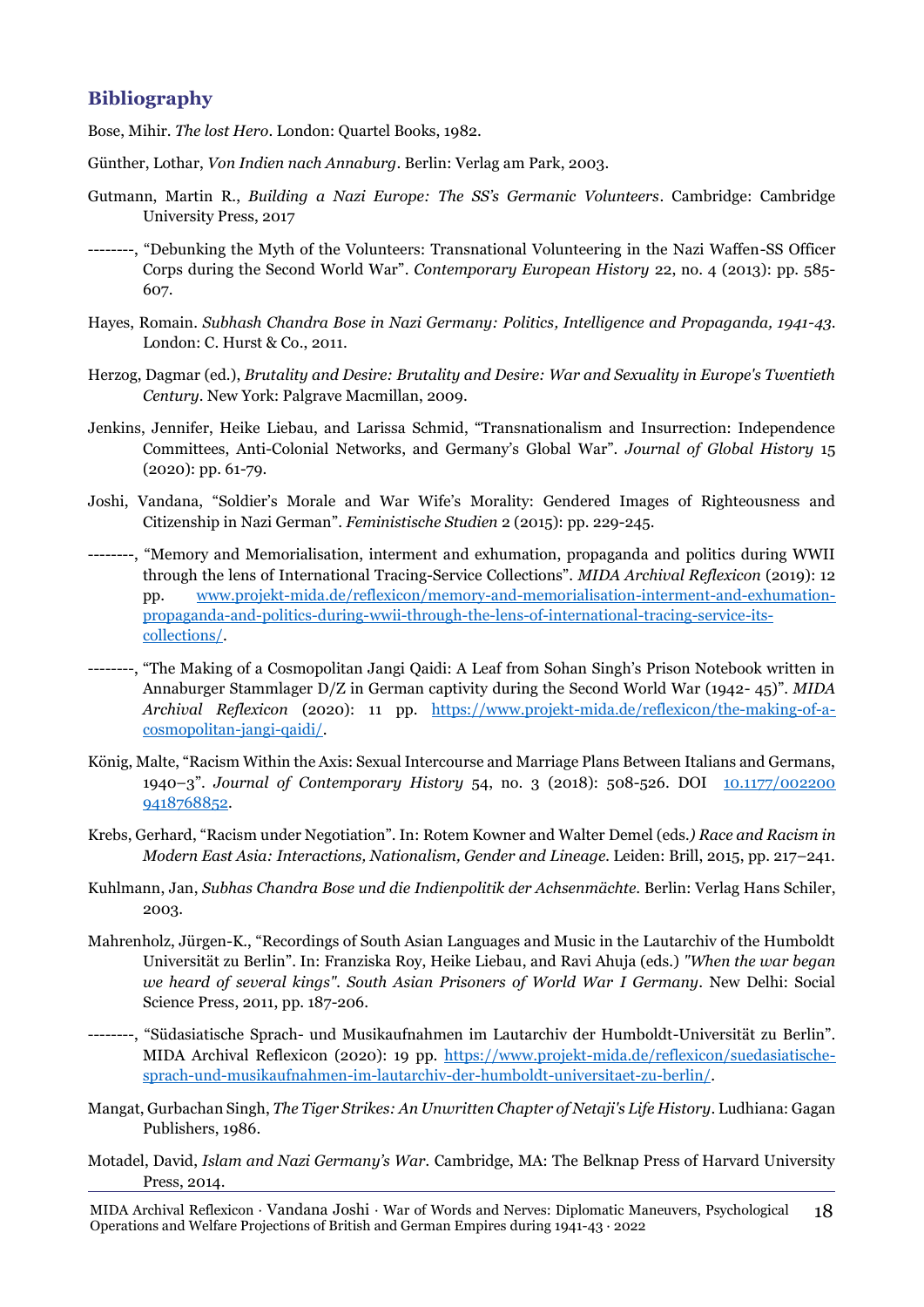## Bibliography

Bose, Mihir. *The lost Hero*. London: Quartel Books, 1982.

Günther, Lothar, *Von Indien nach Annaburg*. Berlin: Verlag am Park, 2003.

Gutmann, Martin R., *Building a Nazi Europe: The SS's Germanic Volunteers*. Cambridge: Cambridge University Press, 2017

--------, "Debunking the Myth of the Volunteers: Transnational Volunteering in the Nazi Waffen-SS Officer Corps during the Second World War". *Contemporary European History* 22, no. 4 (2013): pp. 585-607.

Hayes, Romain. *Subhash Chandra Bose in Nazi Germany: Politics, Intelligence and Propaganda, 1941-43.* London: C. Hurst & Co., 2011.

Herzog, Dagmar (ed.), *Brutality and Desire: Brutality and Desire: War and Sexuality in Europe's Twentieth Century*. New York: Palgrave Macmillan, 2009.

Jenkins, Jennifer, Heike Liebau, and Larissa Schmid, "Transnationalism and Insurrection: Independence Committees, Anti-Colonial Networks, and Germany's Global War". *Journal of Global History* 15 (2020): pp. 61-79.

Joshi, Vandana, "Soldier's Morale and War Wife's Morality: Gendered Images of Righteousness and Citizenship in Nazi German". *Feministische Studien* 2 (2015): pp. 229-245.

--------, "Memory and Memorialisation, interment and exhumation, propaganda and politics during WWII through the lens of International Tracing-Service Collections". *MIDA Archival Reflexicon* (2019): 12 pp. [www.projekt-mida.de/reflexicon/memory-and-memorialisation-interment-and-exhumation-propaganda-and-politics-during-wwii-through-the-lens-of-international-tracing-service-its-collections/](www.projekt-mida.de/reflexicon/memory-and-memorialisation-interment-and-exhumation-propaganda-and-politics-during-wwii-through-the-lens-of-international-tracing-service-its-collections/).

--------, "The Making of a Cosmopolitan Jangi Qaidi: A Leaf from Sohan Singh's Prison Notebook written in Annaburger Stammlager D/Z in German captivity during the Second World War (1942- 45)". *MIDA Archival Reflexicon* (2020): 11 pp. [https://www.projekt-mida.de/reflexicon/the-making-of-a-cosmopolitan-jangi-qaidi/](https://www.projekt-mida.de/reflexicon/the-making-of-a-cosmopolitan-jangi-qaidi/).

König, Malte, "Racism Within the Axis: Sexual Intercourse and Marriage Plans Between Italians and Germans, 1940–3". *Journal of Contemporary History* 54, no. 3 (2018): 508-526. DOI [10.1177/0022009418768852](10.1177/0022009418768852).

Krebs, Gerhard, "Racism under Negotiation". In: Rotem Kowner and Walter Demel (eds.) *Race and Racism in Modern East Asia: Interactions, Nationalism, Gender and Lineage*. Leiden: Brill, 2015, pp. 217–241.

Kuhlmann, Jan, *Subhas Chandra Bose und die Indienpolitik der Achsenmächte*. Berlin: Verlag Hans Schiler, 2003.

Mahrenholz, Jürgen-K., "Recordings of South Asian Languages and Music in the Lautarchiv of the Humboldt Universität zu Berlin". In: Franziska Roy, Heike Liebau, and Ravi Ahuja (eds.) *"When the war began we heard of several kings". South Asian Prisoners of World War I Germany*. New Delhi: Social Science Press, 2011, pp. 187-206.

--------, "Südasiatische Sprach- und Musikaufnahmen im Lautarchiv der Humboldt-Universität zu Berlin". MIDA Archival Reflexicon (2020): 19 pp. [https://www.projekt-mida.de/reflexicon/suedasiatische-sprach-und-musikaufnahmen-im-lautarchiv-der-humboldt-universitaet-zu-berlin/](https://www.projekt-mida.de/reflexicon/suedasiatische-sprach-und-musikaufnahmen-im-lautarchiv-der-humboldt-universitaet-zu-berlin/).

Mangat, Gurbachan Singh, *The Tiger Strikes: An Unwritten Chapter of Netaji's Life History*. Ludhiana: Gagan Publishers, 1986.

Motadel, David, *Islam and Nazi Germany's War*. Cambridge, MA: The Belknap Press of Harvard University Press, 2014.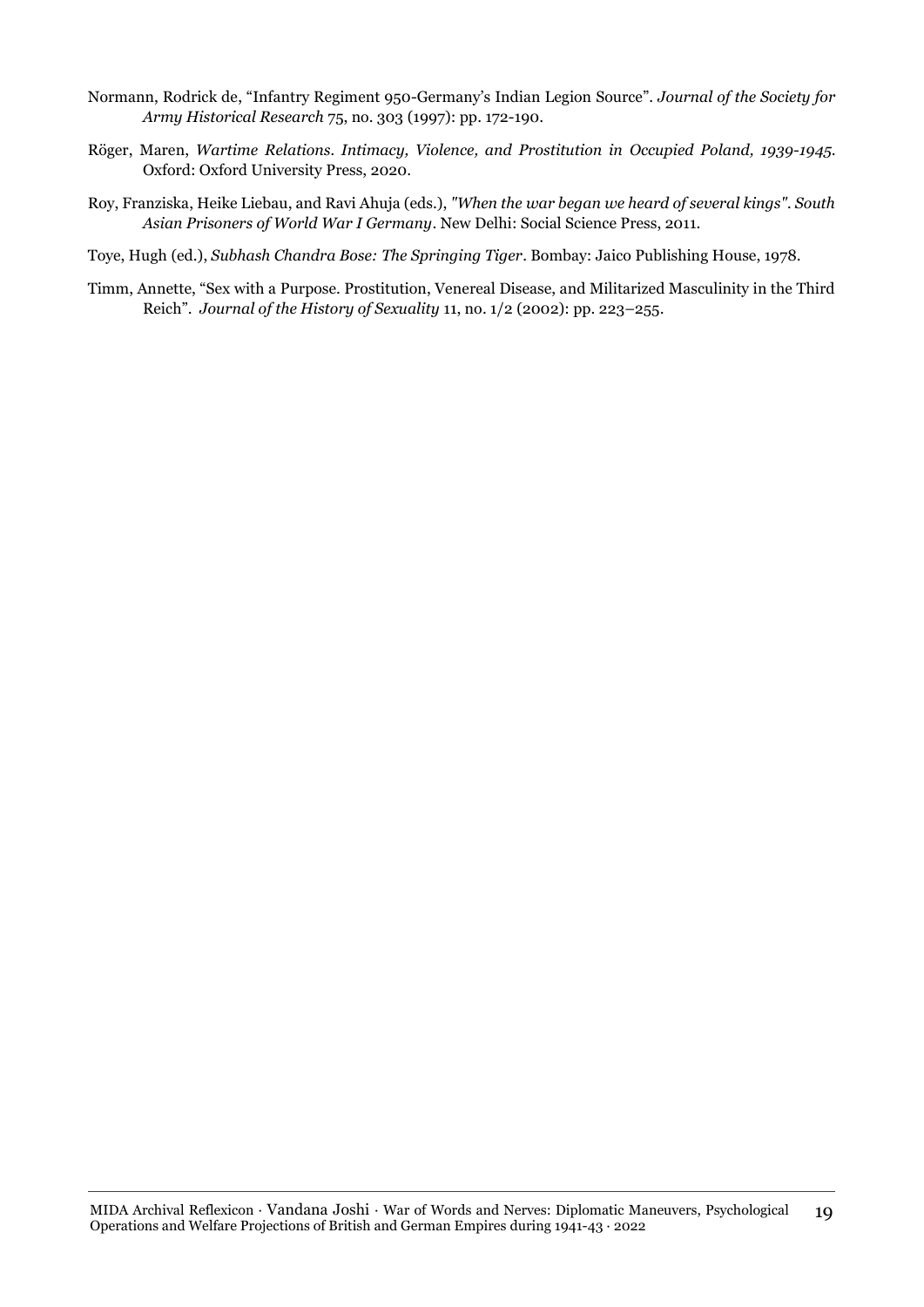Normann, Rodrick de, "Infantry Regiment 950-Germany's Indian Legion Source". *Journal of the Society for Army Historical Research* 75, no. 303 (1997): pp. 172-190.

Röger, Maren, *Wartime Relations. Intimacy, Violence, and Prostitution in Occupied Poland, 1939-1945.* Oxford: Oxford University Press, 2020.

Roy, Franziska, Heike Liebau, and Ravi Ahuja (eds.), *"When the war began we heard of several kings". South Asian Prisoners of World War I Germany*. New Delhi: Social Science Press, 2011.

Toye, Hugh (ed.), *Subhash Chandra Bose: The Springing Tiger*. Bombay: Jaico Publishing House, 1978.

Timm, Annette, "Sex with a Purpose. Prostitution, Venereal Disease, and Militarized Masculinity in the Third Reich". *Journal of the History of Sexuality* 11, no. 1/2 (2002): pp. 223–255.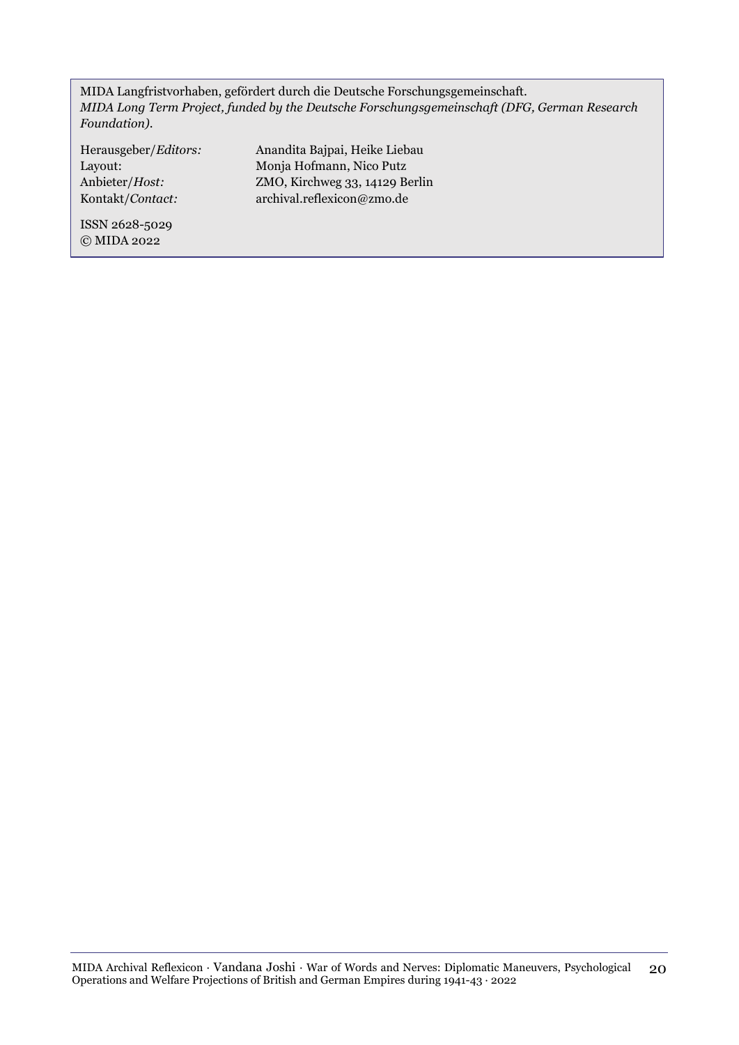MIDA Langfristvorhaben, gefördert durch die Deutsche Forschungsgemeinschaft.
*MIDA Long Term Project, funded by the Deutsche Forschungsgemeinschaft (DFG, German Research Foundation).*

| | |
|---|---|
| Herausgeber/*Editors:* | Anandita Bajpai, Heike Liebau |
| Layout: | Monja Hofmann, Nico Putz |
| Anbieter/*Host:* | ZMO, Kirchweg 33, 14129 Berlin |
| Kontakt/*Contact:* | archival.reflexicon@zmo.de |

ISSN 2628-5029
© MIDA 2022